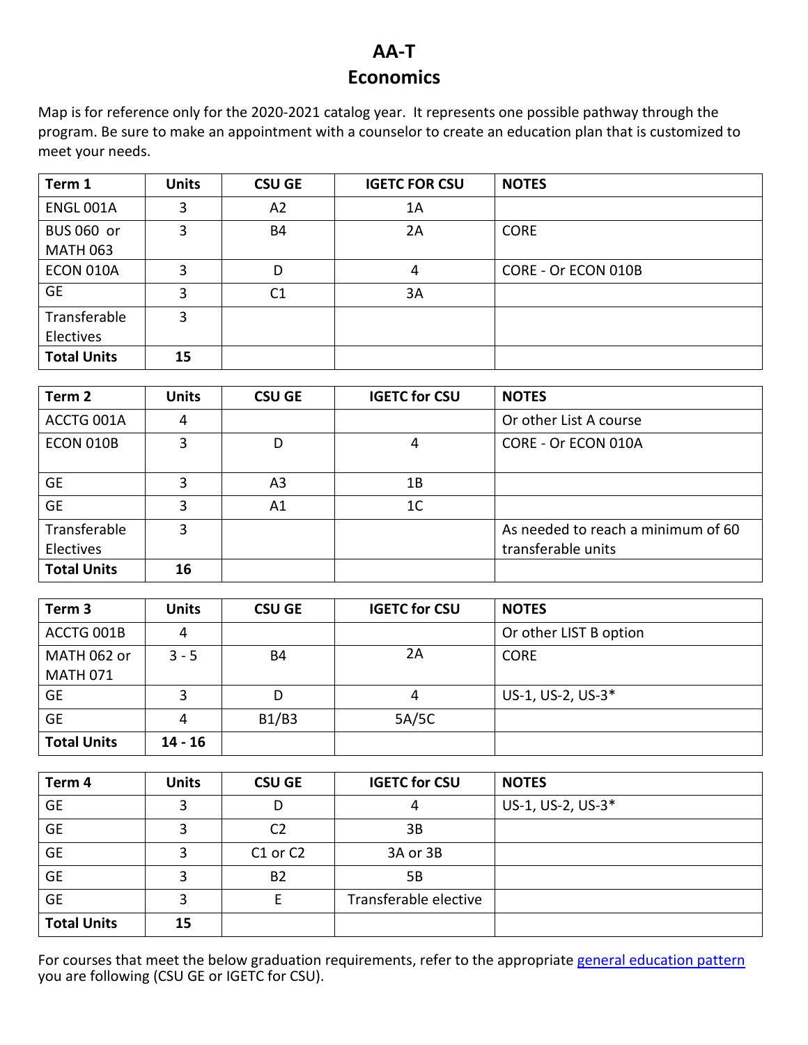# AA-T
# Economics

Map is for reference only for the 2020-2021 catalog year. It represents one possible pathway through the program. Be sure to make an appointment with a counselor to create an education plan that is customized to meet your needs.

| Term 1 | Units | CSU GE | IGETC FOR CSU | NOTES |
|---|---|---|---|---|
| ENGL 001A | 3 | A2 | 1A | |
| BUS 060 or MATH 063 | 3 | B4 | 2A | CORE |
| ECON 010A | 3 | D | 4 | CORE - Or ECON 010B |
| GE | 3 | C1 | 3A | |
| Transferable Electives | 3 | | | |
| **Total Units** | **15** | | | |

| Term 2 | Units | CSU GE | IGETC for CSU | NOTES |
|---|---|---|---|---|
| ACCTG 001A | 4 | | | Or other List A course |
| ECON 010B | 3 | D | 4 | CORE - Or ECON 010A |
| GE | 3 | A3 | 1B | |
| GE | 3 | A1 | 1C | |
| Transferable Electives | 3 | | | As needed to reach a minimum of 60 transferable units |
| **Total Units** | **16** | | | |

| Term 3 | Units | CSU GE | IGETC for CSU | NOTES |
|---|---|---|---|---|
| ACCTG 001B | 4 | | | Or other LIST B option |
| MATH 062 or MATH 071 | 3 - 5 | B4 | 2A | CORE |
| GE | 3 | D | 4 | US-1, US-2, US-3* |
| GE | 4 | B1/B3 | 5A/5C | |
| **Total Units** | **14 - 16** | | | |

| Term 4 | Units | CSU GE | IGETC for CSU | NOTES |
|---|---|---|---|---|
| GE | 3 | D | 4 | US-1, US-2, US-3* |
| GE | 3 | C2 | 3B | |
| GE | 3 | C1 or C2 | 3A or 3B | |
| GE | 3 | B2 | 5B | |
| GE | 3 | E | Transferable elective | |
| **Total Units** | **15** | | | |

For courses that meet the below graduation requirements, refer to the appropriate general education pattern you are following (CSU GE or IGETC for CSU).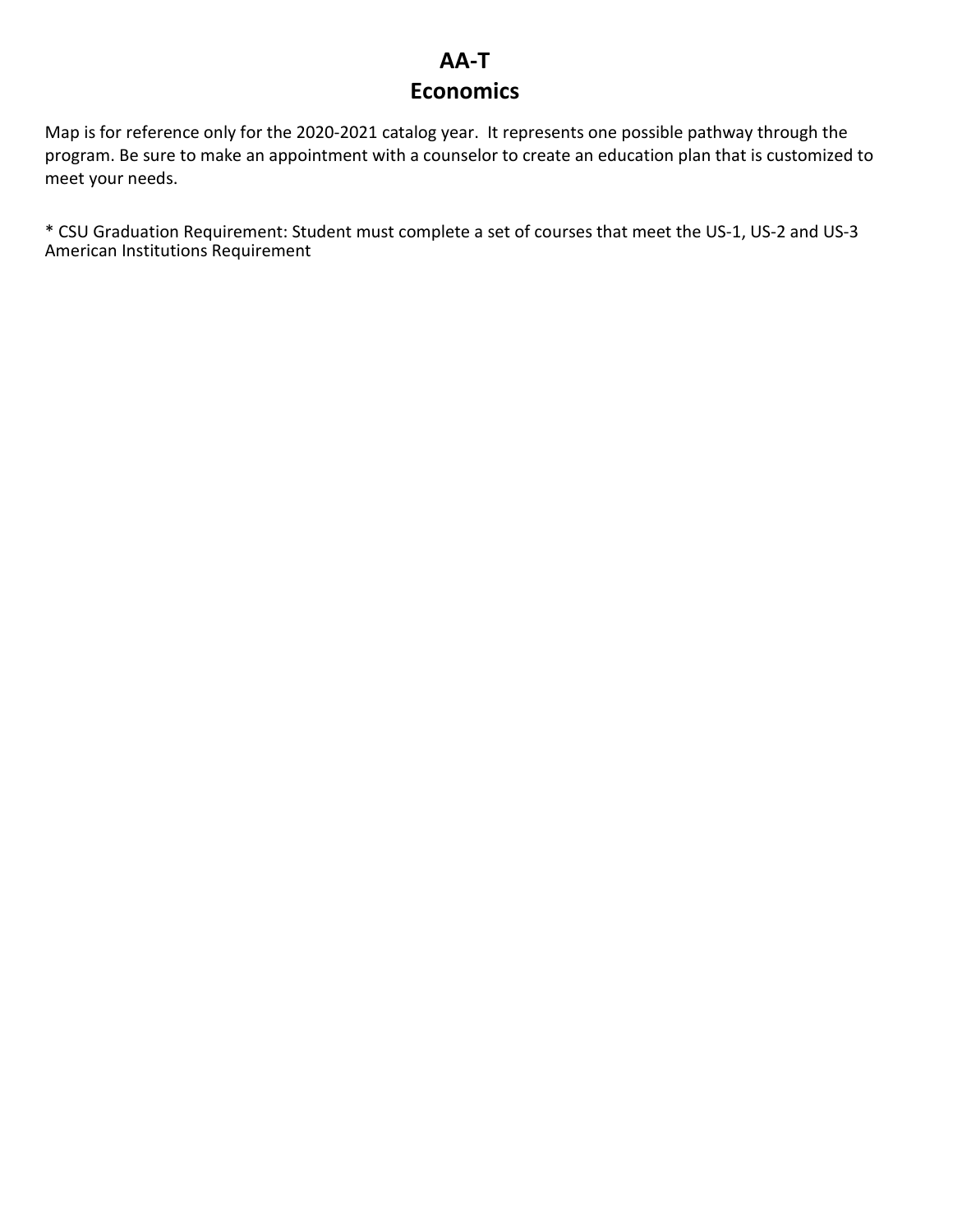# AA-T
# Economics

Map is for reference only for the 2020-2021 catalog year. It represents one possible pathway through the program. Be sure to make an appointment with a counselor to create an education plan that is customized to meet your needs.

* CSU Graduation Requirement: Student must complete a set of courses that meet the US-1, US-2 and US-3 American Institutions Requirement